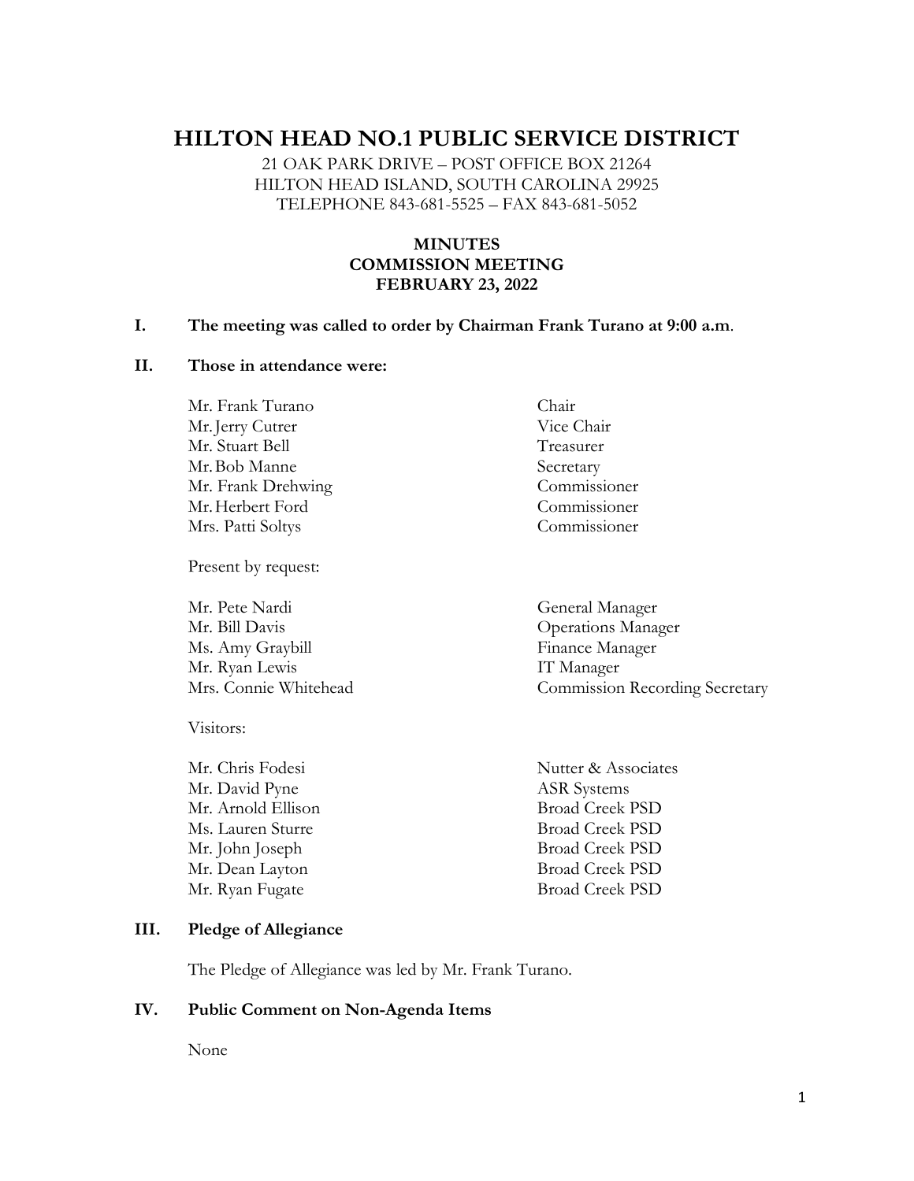# HILTON HEAD NO.1 PUBLIC SERVICE DISTRICT

21 OAK PARK DRIVE – POST OFFICE BOX 21264
HILTON HEAD ISLAND, SOUTH CAROLINA 29925
TELEPHONE 843-681-5525 – FAX 843-681-5052

**MINUTES**
**COMMISSION MEETING**
**FEBRUARY 23, 2022**

**I. The meeting was called to order by Chairman Frank Turano at 9:00 a.m**.

**II. Those in attendance were:**

| | |
|---|---|
| Mr. Frank Turano | Chair |
| Mr. Jerry Cutrer | Vice Chair |
| Mr. Stuart Bell | Treasurer |
| Mr. Bob Manne | Secretary |
| Mr. Frank Drehwing | Commissioner |
| Mr. Herbert Ford | Commissioner |
| Mrs. Patti Soltys | Commissioner |

Present by request:

| | |
|---|---|
| Mr. Pete Nardi | General Manager |
| Mr. Bill Davis | Operations Manager |
| Ms. Amy Graybill | Finance Manager |
| Mr. Ryan Lewis | IT Manager |
| Mrs. Connie Whitehead | Commission Recording Secretary |

Visitors:

| | |
|---|---|
| Mr. Chris Fodesi | Nutter & Associates |
| Mr. David Pyne | ASR Systems |
| Mr. Arnold Ellison | Broad Creek PSD |
| Ms. Lauren Sturre | Broad Creek PSD |
| Mr. John Joseph | Broad Creek PSD |
| Mr. Dean Layton | Broad Creek PSD |
| Mr. Ryan Fugate | Broad Creek PSD |

**III. Pledge of Allegiance**

The Pledge of Allegiance was led by Mr. Frank Turano.

**IV. Public Comment on Non-Agenda Items**

None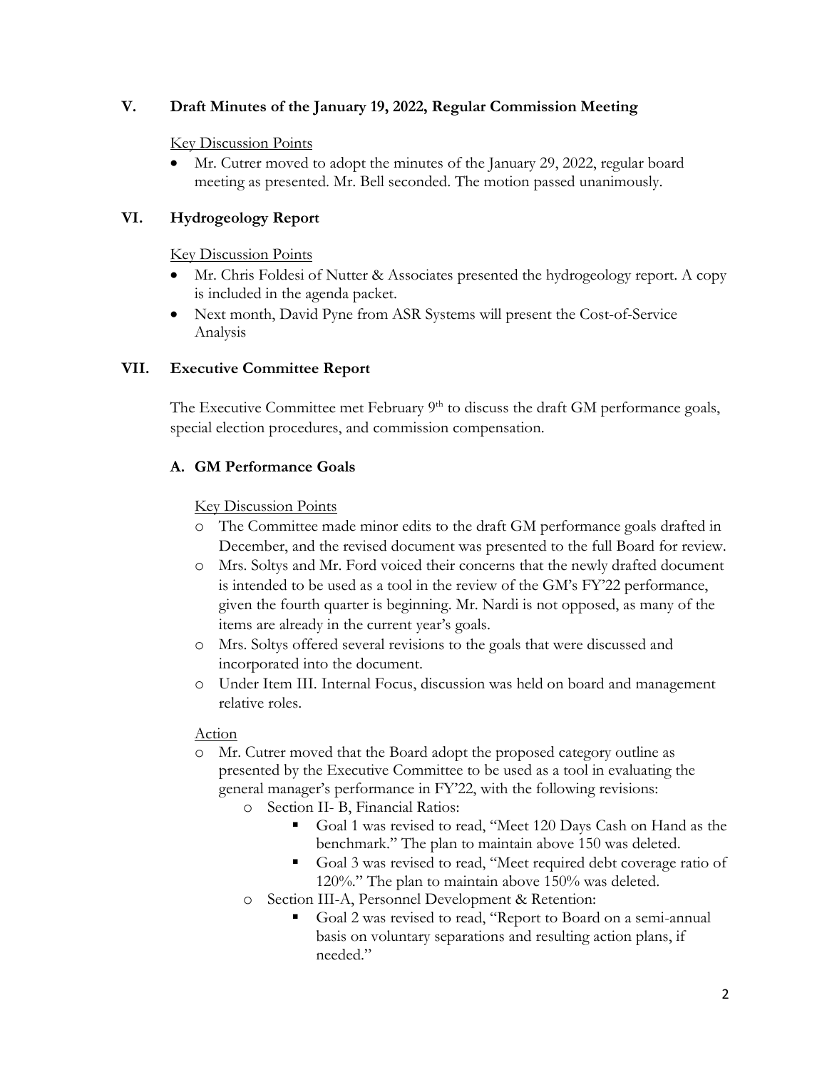## V. Draft Minutes of the January 19, 2022, Regular Commission Meeting

Key Discussion Points

- Mr. Cutrer moved to adopt the minutes of the January 29, 2022, regular board meeting as presented. Mr. Bell seconded. The motion passed unanimously.

## VI. Hydrogeology Report

Key Discussion Points

- Mr. Chris Foldesi of Nutter & Associates presented the hydrogeology report. A copy is included in the agenda packet.
- Next month, David Pyne from ASR Systems will present the Cost-of-Service Analysis

## VII. Executive Committee Report

The Executive Committee met February 9th to discuss the draft GM performance goals, special election procedures, and commission compensation.

### A. GM Performance Goals

Key Discussion Points

- The Committee made minor edits to the draft GM performance goals drafted in December, and the revised document was presented to the full Board for review.
- Mrs. Soltys and Mr. Ford voiced their concerns that the newly drafted document is intended to be used as a tool in the review of the GM's FY'22 performance, given the fourth quarter is beginning. Mr. Nardi is not opposed, as many of the items are already in the current year's goals.
- Mrs. Soltys offered several revisions to the goals that were discussed and incorporated into the document.
- Under Item III. Internal Focus, discussion was held on board and management relative roles.

Action

- Mr. Cutrer moved that the Board adopt the proposed category outline as presented by the Executive Committee to be used as a tool in evaluating the general manager's performance in FY'22, with the following revisions:
  - Section II- B, Financial Ratios:
    - Goal 1 was revised to read, "Meet 120 Days Cash on Hand as the benchmark." The plan to maintain above 150 was deleted.
    - Goal 3 was revised to read, "Meet required debt coverage ratio of 120%." The plan to maintain above 150% was deleted.
  - Section III-A, Personnel Development & Retention:
    - Goal 2 was revised to read, "Report to Board on a semi-annual basis on voluntary separations and resulting action plans, if needed."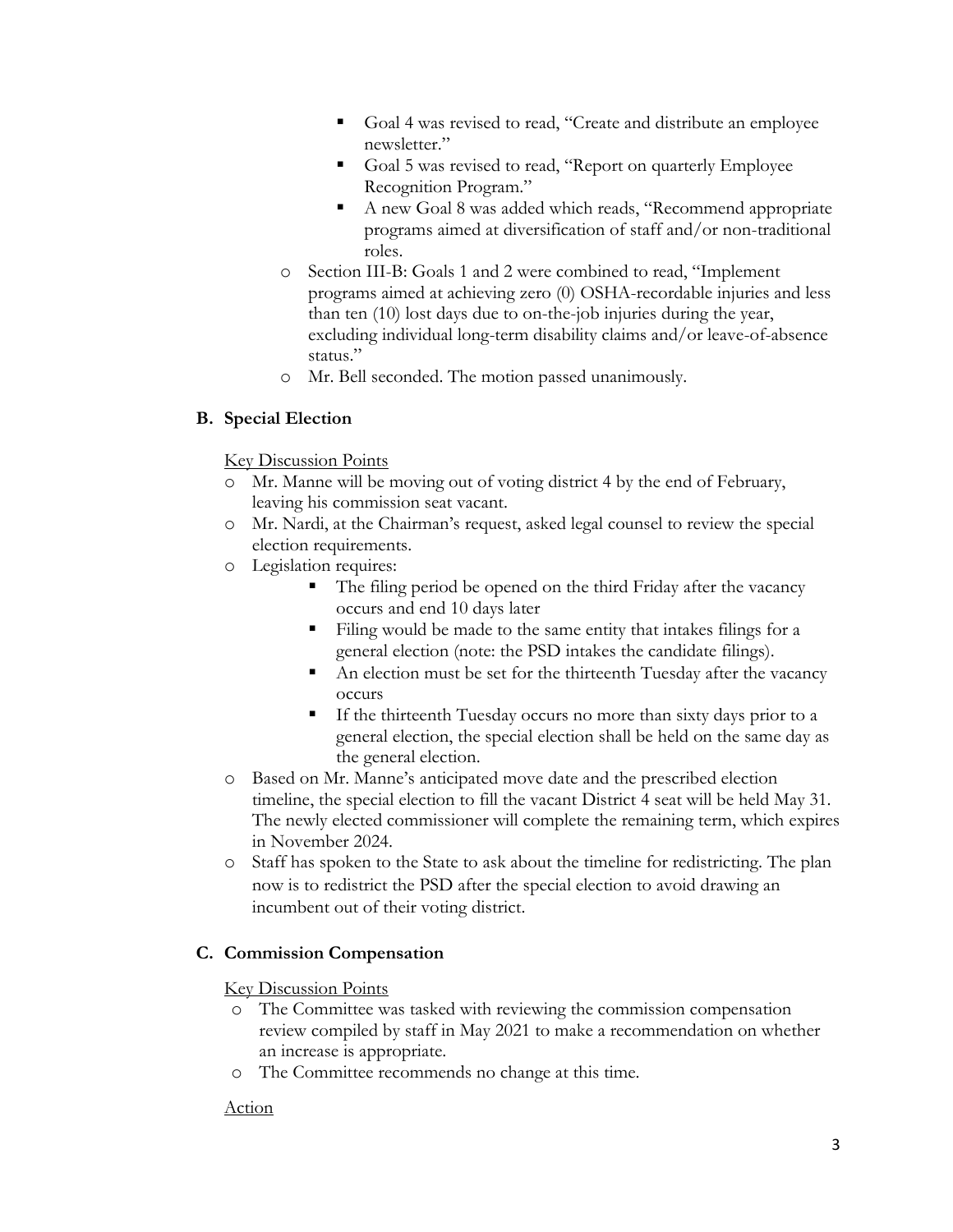- Goal 4 was revised to read, "Create and distribute an employee newsletter."
- Goal 5 was revised to read, "Report on quarterly Employee Recognition Program."
- A new Goal 8 was added which reads, "Recommend appropriate programs aimed at diversification of staff and/or non-traditional roles.

- Section III-B: Goals 1 and 2 were combined to read, "Implement programs aimed at achieving zero (0) OSHA-recordable injuries and less than ten (10) lost days due to on-the-job injuries during the year, excluding individual long-term disability claims and/or leave-of-absence status."
- Mr. Bell seconded. The motion passed unanimously.

### B. Special Election

Key Discussion Points

- Mr. Manne will be moving out of voting district 4 by the end of February, leaving his commission seat vacant.
- Mr. Nardi, at the Chairman's request, asked legal counsel to review the special election requirements.
- Legislation requires:
    - The filing period be opened on the third Friday after the vacancy occurs and end 10 days later
    - Filing would be made to the same entity that intakes filings for a general election (note: the PSD intakes the candidate filings).
    - An election must be set for the thirteenth Tuesday after the vacancy occurs
    - If the thirteenth Tuesday occurs no more than sixty days prior to a general election, the special election shall be held on the same day as the general election.
- Based on Mr. Manne's anticipated move date and the prescribed election timeline, the special election to fill the vacant District 4 seat will be held May 31. The newly elected commissioner will complete the remaining term, which expires in November 2024.
- Staff has spoken to the State to ask about the timeline for redistricting. The plan now is to redistrict the PSD after the special election to avoid drawing an incumbent out of their voting district.

### C. Commission Compensation

Key Discussion Points

- The Committee was tasked with reviewing the commission compensation review compiled by staff in May 2021 to make a recommendation on whether an increase is appropriate.
- The Committee recommends no change at this time.

Action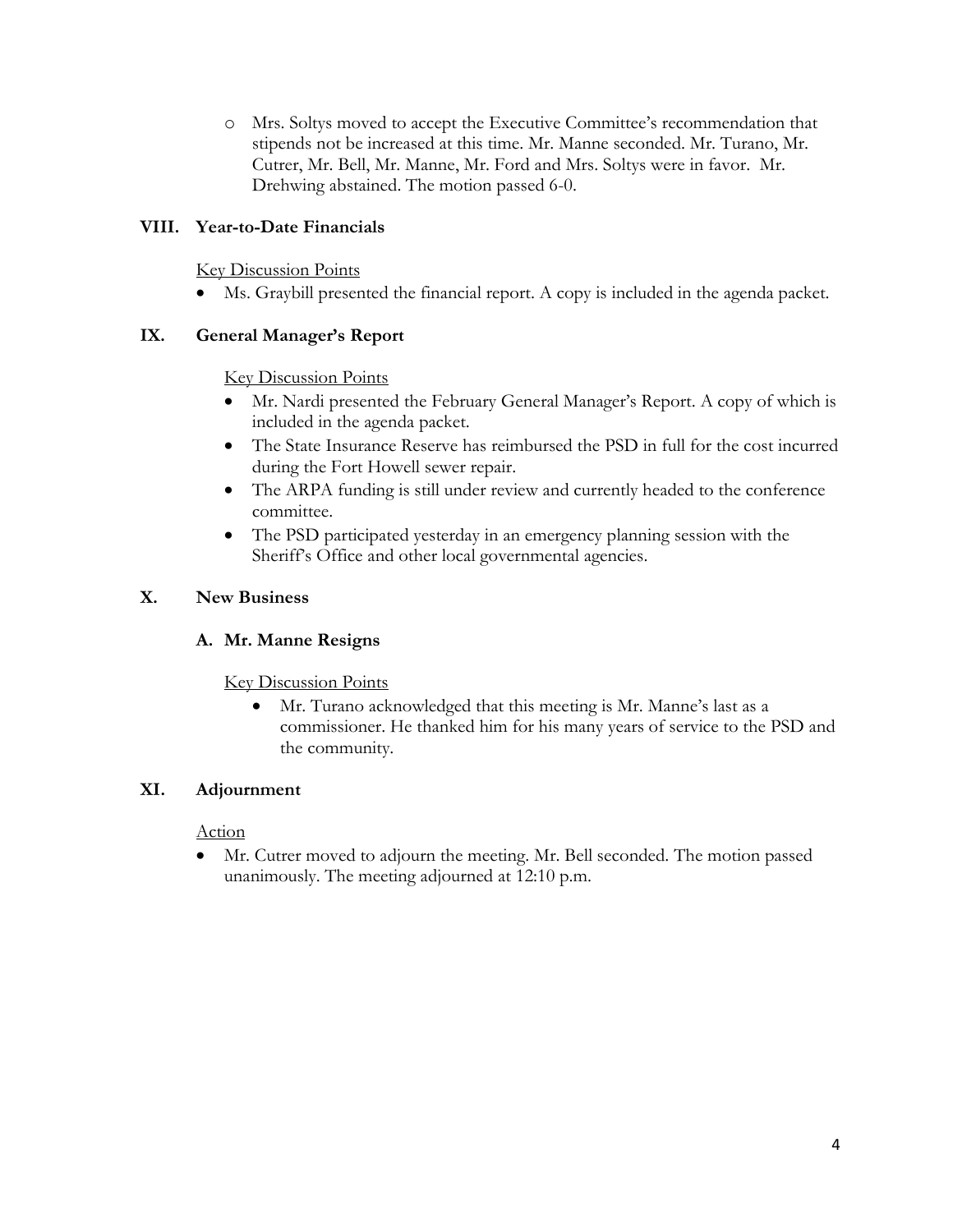- Mrs. Soltys moved to accept the Executive Committee's recommendation that stipends not be increased at this time. Mr. Manne seconded. Mr. Turano, Mr. Cutrer, Mr. Bell, Mr. Manne, Mr. Ford and Mrs. Soltys were in favor. Mr. Drehwing abstained. The motion passed 6-0.

## VIII. Year-to-Date Financials

Key Discussion Points

- Ms. Graybill presented the financial report. A copy is included in the agenda packet.

## IX. General Manager's Report

Key Discussion Points

- Mr. Nardi presented the February General Manager's Report. A copy of which is included in the agenda packet.
- The State Insurance Reserve has reimbursed the PSD in full for the cost incurred during the Fort Howell sewer repair.
- The ARPA funding is still under review and currently headed to the conference committee.
- The PSD participated yesterday in an emergency planning session with the Sheriff's Office and other local governmental agencies.

## X. New Business

### A. Mr. Manne Resigns

Key Discussion Points

- Mr. Turano acknowledged that this meeting is Mr. Manne's last as a commissioner. He thanked him for his many years of service to the PSD and the community.

## XI. Adjournment

Action

- Mr. Cutrer moved to adjourn the meeting. Mr. Bell seconded. The motion passed unanimously. The meeting adjourned at 12:10 p.m.